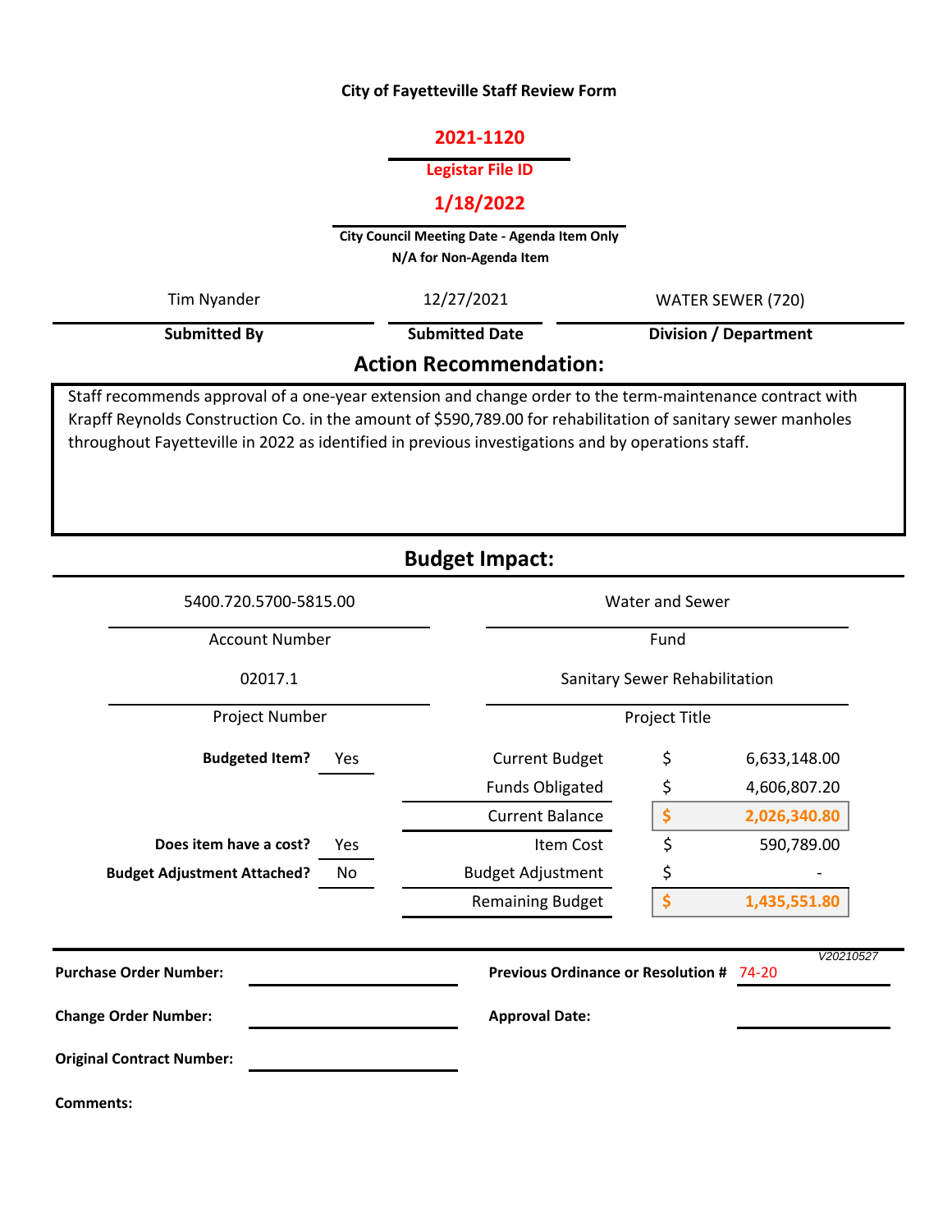**City of Fayetteville Staff Review Form**

**2021-1120**

**Legistar File ID**

**1/18/2022**

**City Council Meeting Date - Agenda Item Only**
**N/A for Non-Agenda Item**

| Tim Nyander | 12/27/2021 | WATER SEWER (720) |
|---|---|---|
| **Submitted By** | **Submitted Date** | **Division / Department** |

## Action Recommendation:

Staff recommends approval of a one-year extension and change order to the term-maintenance contract with Krapff Reynolds Construction Co. in the amount of $590,789.00 for rehabilitation of sanitary sewer manholes throughout Fayetteville in 2022 as identified in previous investigations and by operations staff.

## Budget Impact:

| 5400.720.5700-5815.00 | Water and Sewer |
|---|---|
| Account Number | Fund |
| 02017.1 | Sanitary Sewer Rehabilitation |
| Project Number | Project Title |

| | | | | |
|---|---|---|---|---|
| **Budgeted Item?** | Yes | Current Budget | $ | 6,633,148.00 |
| | | Funds Obligated | $ | 4,606,807.20 |
| | | Current Balance | **$** | **2,026,340.80** |
| **Does item have a cost?** | Yes | Item Cost | $ | 590,789.00 |
| **Budget Adjustment Attached?** | No | Budget Adjustment | $ | - |
| | | Remaining Budget | **$** | **1,435,551.80** |

*V20210527*

**Purchase Order Number:**

**Previous Ordinance or Resolution #** 74-20

**Change Order Number:**

**Approval Date:**

**Original Contract Number:**

**Comments:**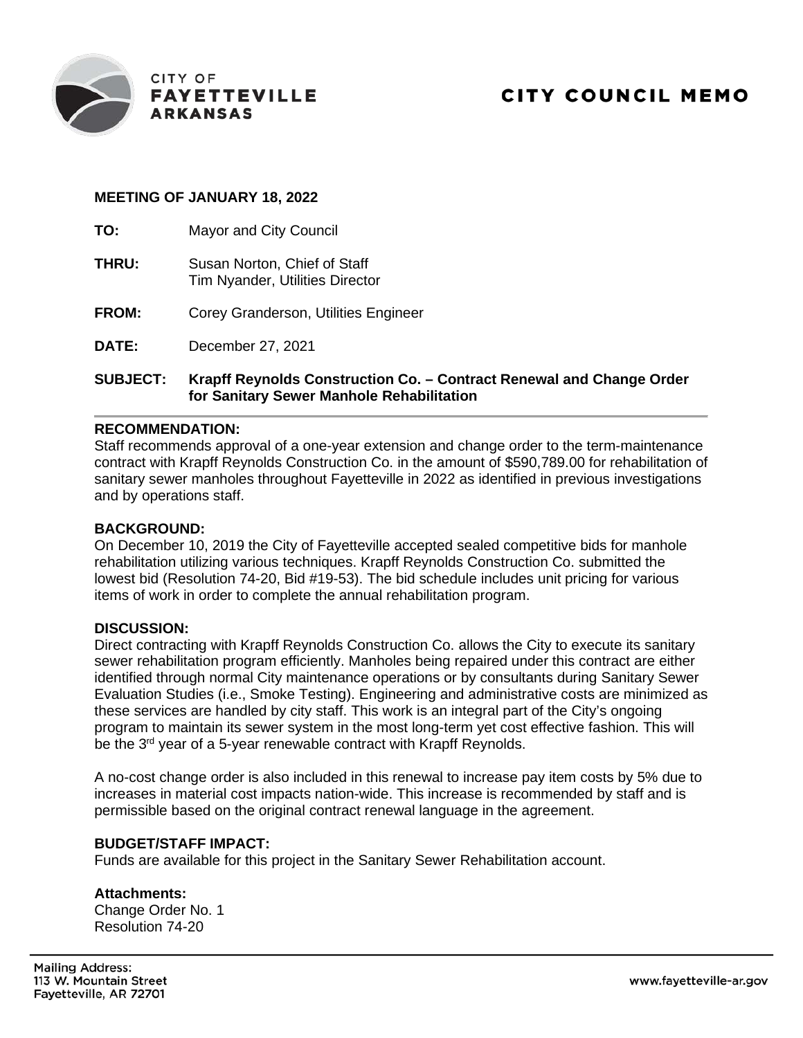CITY OF
**FAYETTEVILLE**
**ARKANSAS**

# CITY COUNCIL MEMO

**MEETING OF JANUARY 18, 2022**

**TO:** Mayor and City Council

**THRU:** Susan Norton, Chief of Staff
Tim Nyander, Utilities Director

**FROM:** Corey Granderson, Utilities Engineer

**DATE:** December 27, 2021

**SUBJECT: Krapff Reynolds Construction Co. – Contract Renewal and Change Order for Sanitary Sewer Manhole Rehabilitation**

---

**RECOMMENDATION:**
Staff recommends approval of a one-year extension and change order to the term-maintenance contract with Krapff Reynolds Construction Co. in the amount of $590,789.00 for rehabilitation of sanitary sewer manholes throughout Fayetteville in 2022 as identified in previous investigations and by operations staff.

**BACKGROUND:**
On December 10, 2019 the City of Fayetteville accepted sealed competitive bids for manhole rehabilitation utilizing various techniques. Krapff Reynolds Construction Co. submitted the lowest bid (Resolution 74-20, Bid #19-53). The bid schedule includes unit pricing for various items of work in order to complete the annual rehabilitation program.

**DISCUSSION:**
Direct contracting with Krapff Reynolds Construction Co. allows the City to execute its sanitary sewer rehabilitation program efficiently. Manholes being repaired under this contract are either identified through normal City maintenance operations or by consultants during Sanitary Sewer Evaluation Studies (i.e., Smoke Testing). Engineering and administrative costs are minimized as these services are handled by city staff. This work is an integral part of the City's ongoing program to maintain its sewer system in the most long-term yet cost effective fashion. This will be the 3rd year of a 5-year renewable contract with Krapff Reynolds.

A no-cost change order is also included in this renewal to increase pay item costs by 5% due to increases in material cost impacts nation-wide. This increase is recommended by staff and is permissible based on the original contract renewal language in the agreement.

**BUDGET/STAFF IMPACT:**
Funds are available for this project in the Sanitary Sewer Rehabilitation account.

**Attachments:**
Change Order No. 1
Resolution 74-20

Mailing Address:
113 W. Mountain Street
Fayetteville, AR 72701

www.fayetteville-ar.gov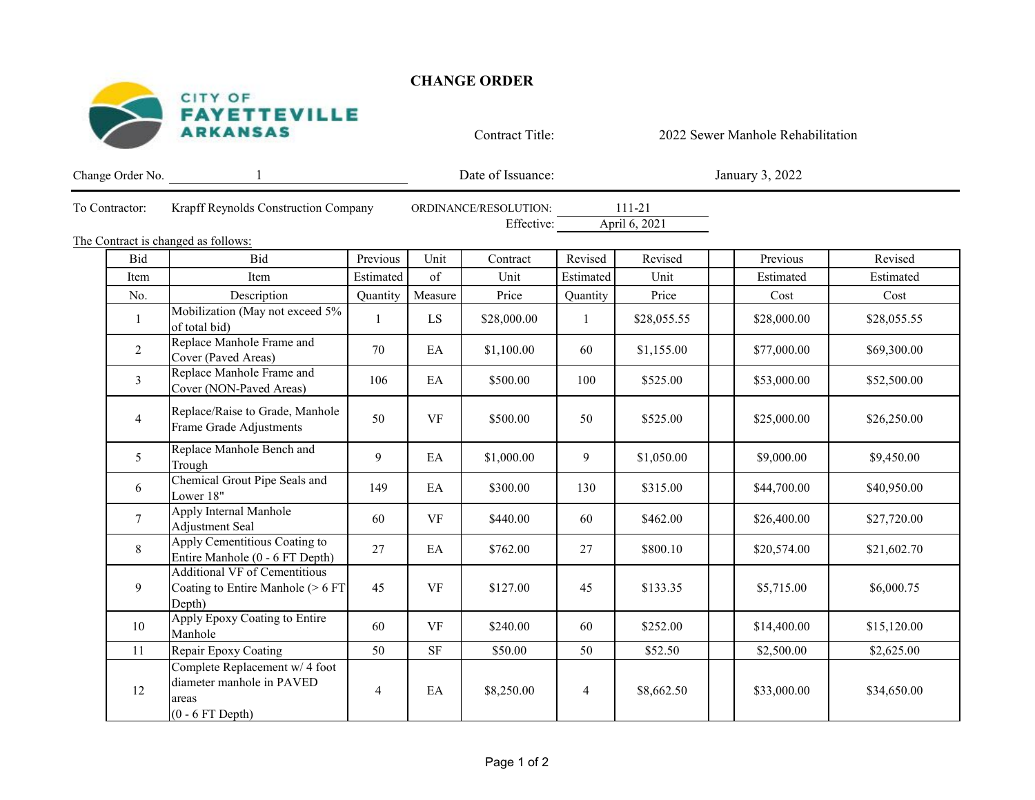# CHANGE ORDER

CITY OF FAYETTEVILLE ARKANSAS

Contract Title: 2022 Sewer Manhole Rehabilitation

Change Order No. 1

Date of Issuance: January 3, 2022

To Contractor: Krapff Reynolds Construction Company

ORDINANCE/RESOLUTION: 111-21

Effective: April 6, 2021

The Contract is changed as follows:

| Bid Item No. | Bid Item Description | Previous Estimated Quantity | Unit of Measure | Contract Unit Price | Revised Estimated Quantity | Revised Unit Price | | Previous Estimated Cost | Revised Estimated Cost |
|---|---|---|---|---|---|---|---|---|---|
| 1 | Mobilization (May not exceed 5% of total bid) | 1 | LS | $28,000.00 | 1 | $28,055.55 | | $28,000.00 | $28,055.55 |
| 2 | Replace Manhole Frame and Cover (Paved Areas) | 70 | EA | $1,100.00 | 60 | $1,155.00 | | $77,000.00 | $69,300.00 |
| 3 | Replace Manhole Frame and Cover (NON-Paved Areas) | 106 | EA | $500.00 | 100 | $525.00 | | $53,000.00 | $52,500.00 |
| 4 | Replace/Raise to Grade, Manhole Frame Grade Adjustments | 50 | VF | $500.00 | 50 | $525.00 | | $25,000.00 | $26,250.00 |
| 5 | Replace Manhole Bench and Trough | 9 | EA | $1,000.00 | 9 | $1,050.00 | | $9,000.00 | $9,450.00 |
| 6 | Chemical Grout Pipe Seals and Lower 18" | 149 | EA | $300.00 | 130 | $315.00 | | $44,700.00 | $40,950.00 |
| 7 | Apply Internal Manhole Adjustment Seal | 60 | VF | $440.00 | 60 | $462.00 | | $26,400.00 | $27,720.00 |
| 8 | Apply Cementitious Coating to Entire Manhole (0 - 6 FT Depth) | 27 | EA | $762.00 | 27 | $800.10 | | $20,574.00 | $21,602.70 |
| 9 | Additional VF of Cementitious Coating to Entire Manhole (> 6 FT Depth) | 45 | VF | $127.00 | 45 | $133.35 | | $5,715.00 | $6,000.75 |
| 10 | Apply Epoxy Coating to Entire Manhole | 60 | VF | $240.00 | 60 | $252.00 | | $14,400.00 | $15,120.00 |
| 11 | Repair Epoxy Coating | 50 | SF | $50.00 | 50 | $52.50 | | $2,500.00 | $2,625.00 |
| 12 | Complete Replacement w/ 4 foot diameter manhole in PAVED areas (0 - 6 FT Depth) | 4 | EA | $8,250.00 | 4 | $8,662.50 | | $33,000.00 | $34,650.00 |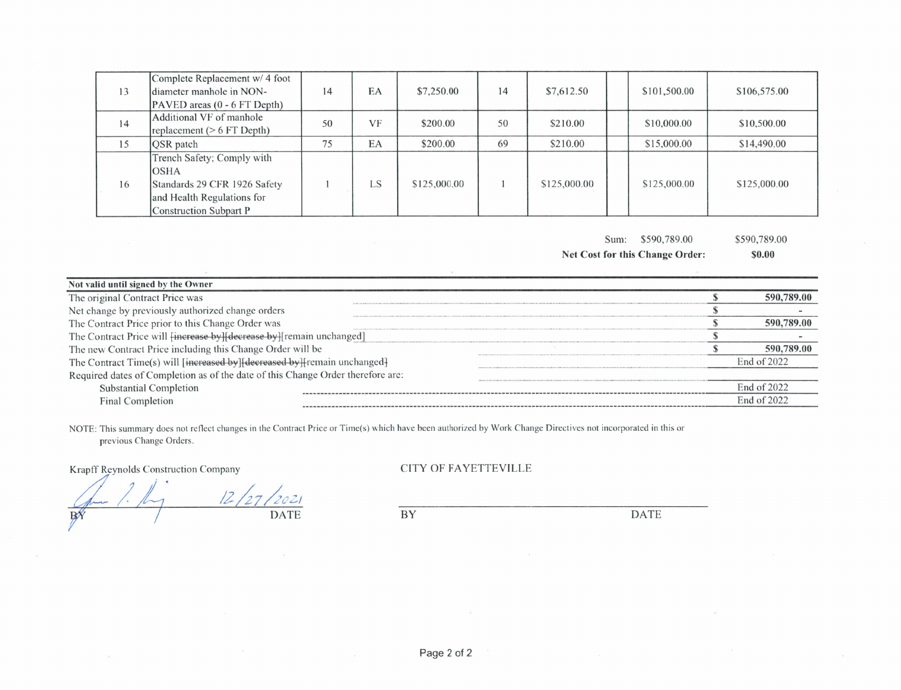| | | | | | | | | | |
|---|---|---|---|---|---|---|---|---|---|
| 13 | Complete Replacement w/ 4 foot diameter manhole in NON-PAVED areas (0 - 6 FT Depth) | 14 | EA | $7,250.00 | 14 | $7,612.50 | | $101,500.00 | $106,575.00 |
| 14 | Additional VF of manhole replacement (> 6 FT Depth) | 50 | VF | $200.00 | 50 | $210.00 | | $10,000.00 | $10,500.00 |
| 15 | QSR patch | 75 | EA | $200.00 | 69 | $210.00 | | $15,000.00 | $14,490.00 |
| 16 | Trench Safety; Comply with OSHA Standards 29 CFR 1926 Safety and Health Regulations for Construction Subpart P | 1 | LS | $125,000.00 | 1 | $125,000.00 | | $125,000.00 | $125,000.00 |

Sum: $590,789.00 $590,789.00

**Net Cost for this Change Order:** **$0.00**

**Not valid until signed by the Owner**

| | | |
|---|---|---|
| The original Contract Price was | $ | **590,789.00** |
| Net change by previously authorized change orders | $ | - |
| The Contract Price prior to this Change Order was | $ | **590,789.00** |
| The Contract Price will ~~[increase by]~~~~[decrease by]~~[remain unchanged] | $ | - |
| The new Contract Price including this Change Order will be | $ | **590,789.00** |
| The Contract Time(s) will ~~[increased by]~~~~[decreased by]~~[remain unchanged] | | End of 2022 |
| Required dates of Completion as of the date of this Change Order therefore are: | | |
| Substantial Completion | | End of 2022 |
| Final Completion | | End of 2022 |

NOTE: This summary does not reflect changes in the Contract Price or Time(s) which have been authorized by Work Change Directives not incorporated in this or previous Change Orders.

Krapff Reynolds Construction Company

BY 12/27/2021 DATE

CITY OF FAYETTEVILLE

BY DATE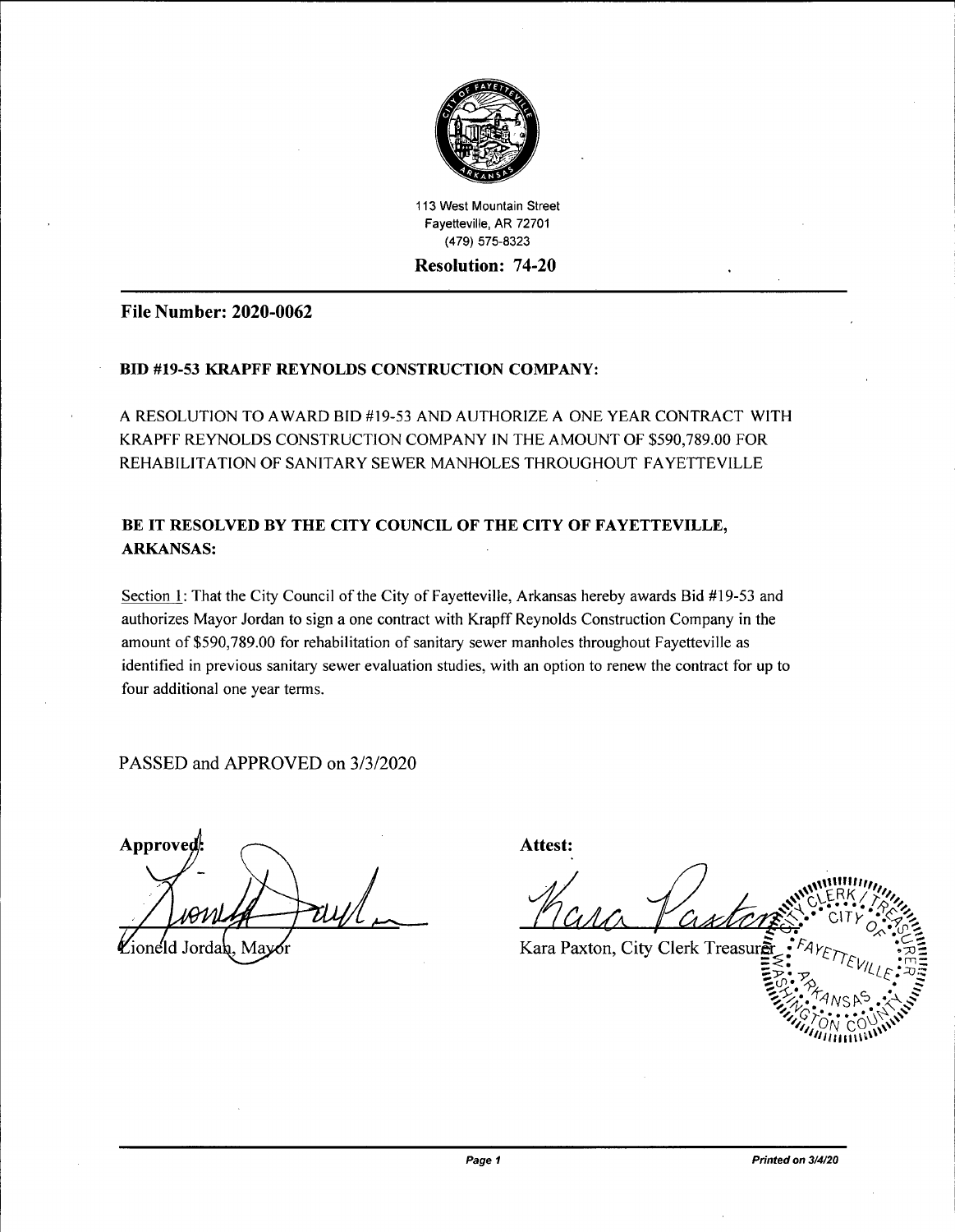113 West Mountain Street
Fayetteville, AR 72701
(479) 575-8323

**Resolution: 74-20**

**File Number: 2020-0062**

**BID #19-53 KRAPFF REYNOLDS CONSTRUCTION COMPANY:**

A RESOLUTION TO AWARD BID #19-53 AND AUTHORIZE A ONE YEAR CONTRACT WITH KRAPFF REYNOLDS CONSTRUCTION COMPANY IN THE AMOUNT OF $590,789.00 FOR REHABILITATION OF SANITARY SEWER MANHOLES THROUGHOUT FAYETTEVILLE

**BE IT RESOLVED BY THE CITY COUNCIL OF THE CITY OF FAYETTEVILLE, ARKANSAS:**

Section 1: That the City Council of the City of Fayetteville, Arkansas hereby awards Bid #19-53 and authorizes Mayor Jordan to sign a one contract with Krapff Reynolds Construction Company in the amount of $590,789.00 for rehabilitation of sanitary sewer manholes throughout Fayetteville as identified in previous sanitary sewer evaluation studies, with an option to renew the contract for up to four additional one year terms.

PASSED and APPROVED on 3/3/2020

**Approved:**

Lioneld Jordan, Mayor

**Attest:**

Kara Paxton, City Clerk Treasurer

Printed on 3/4/20